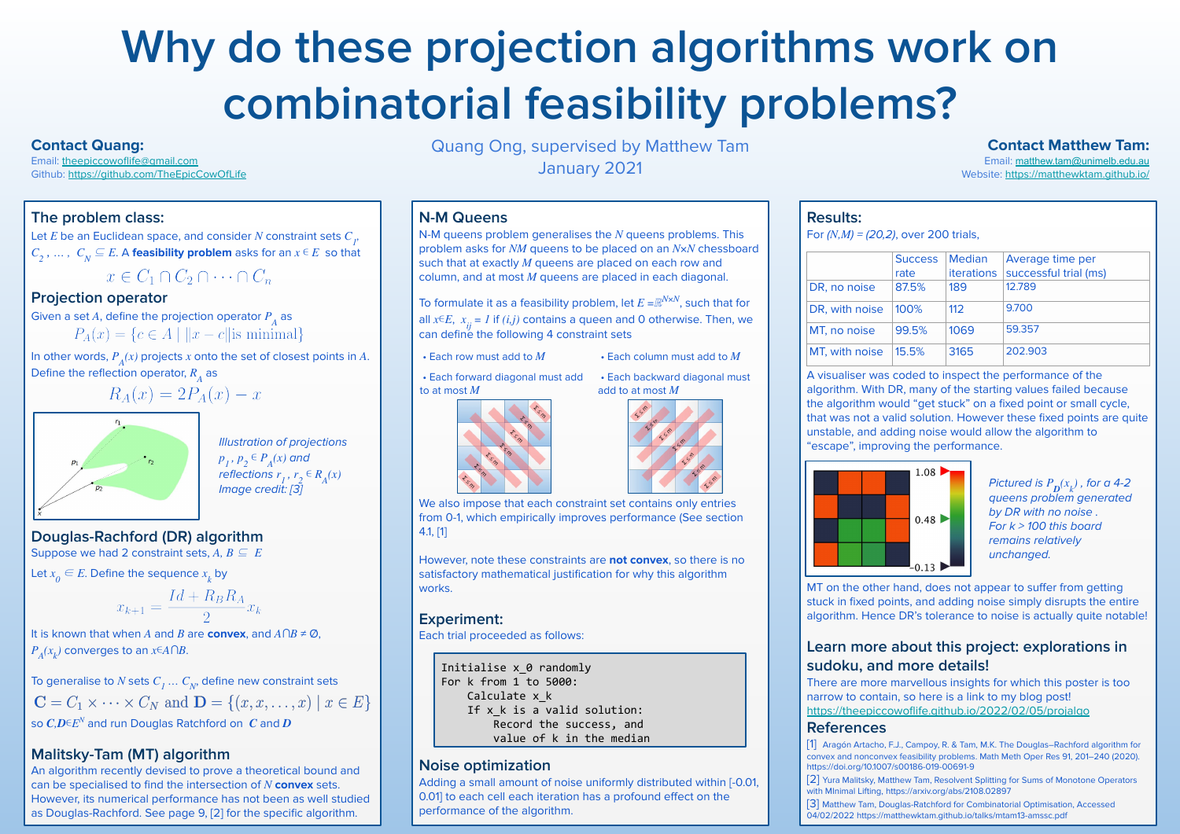# Why do these projection algorithms work on combinatorial feasibility problems?

**Contact Quang:**
Email: theepiccowoflife@gmail.com
Github: https://github.com/TheEpicCowOfLife

Quang Ong, supervised by Matthew Tam
January 2021

**Contact Matthew Tam:**
Email: matthew.tam@unimelb.edu.au
Website: https://matthewktam.github.io/

## The problem class:

Let $E$ be an Euclidean space, and consider $N$ constraint sets $C_1$, $C_2, \ldots, C_N \subseteq E$. A **feasibility problem** asks for an $x \in E$ so that

$$x \in C_1 \cap C_2 \cap \cdots \cap C_n$$

## Projection operator

Given a set $A$, define the projection operator $P_A$ as

$$P_A(x) = \{c \in A \mid \|x - c\| \text{is minimal}\}$$

In other words, $P_A(x)$ projects $x$ onto the set of closest points in $A$. Define the reflection operator, $R_A$ as

$$R_A(x) = 2P_A(x) - x$$

*Illustration of projections $p_1, p_2 \in P_A(x)$ and reflections $r_1, r_2 \in R_A(x)$ Image credit: [3]*

## Douglas-Rachford (DR) algorithm

Suppose we had 2 constraint sets, $A, B \subseteq E$

Let $x_0 \in E$. Define the sequence $x_k$ by

$$x_{k+1} = \frac{Id + R_B R_A}{2} x_k$$

It is known that when $A$ and $B$ are **convex**, and $A \cap B \neq \emptyset$, $P_A(x_k)$ converges to an $x \in A \cap B$.

To generalise to $N$ sets $C_1 \ldots C_N$, define new constraint sets

$$\mathbf{C} = C_1 \times \cdots \times C_N \text{ and } \mathbf{D} = \{(x, x, \ldots, x) \mid x \in E\}$$

so $\mathbf{C}, \mathbf{D} \in E^N$ and run Douglas Ratchford on $\mathbf{C}$ and $\mathbf{D}$

## Malitsky-Tam (MT) algorithm

An algorithm recently devised to prove a theoretical bound and can be specialised to find the intersection of $N$ **convex** sets. However, its numerical performance has not been as well studied as Douglas-Rachford. See page 9, [2] for the specific algorithm.

## N-M Queens

N-M queens problem generalises the $N$ queens problems. This problem asks for $NM$ queens to be placed on an $N \times N$ chessboard such that at exactly $M$ queens are placed on each row and column, and at most $M$ queens are placed in each diagonal.

To formulate it as a feasibility problem, let $E = \mathbb{R}^{N \times N}$, such that for all $x \in E$, $x_{ij} = 1$ if $(i,j)$ contains a queen and 0 otherwise. Then, we can define the following 4 constraint sets

- Each row must add to $M$
- Each column must add to $M$
- Each forward diagonal must add to at most $M$
- Each backward diagonal must add to at most $M$

We also impose that each constraint set contains only entries from 0-1, which empirically improves performance (See section 4.1, [1]

However, note these constraints are **not convex**, so there is no satisfactory mathematical justification for why this algorithm works.

## Experiment:

Each trial proceeded as follows:

```
Initialise x_0 randomly
For k from 1 to 5000:
    Calculate x_k
    If x_k is a valid solution:
        Record the success, and
        value of k in the median
```

## Noise optimization

Adding a small amount of noise uniformly distributed within [-0.01, 0.01] to each cell each iteration has a profound effect on the performance of the algorithm.

## Results:

For $(N,M) = (20,2)$, over 200 trials,

| | Success rate | Median iterations | Average time per successful trial (ms) |
|---|---|---|---|
| DR, no noise | 87.5% | 189 | 12.789 |
| DR, with noise | 100% | 112 | 9.700 |
| MT, no noise | 99.5% | 1069 | 59.357 |
| MT, with noise | 15.5% | 3165 | 202.903 |

A visualiser was coded to inspect the performance of the algorithm. With DR, many of the starting values failed because the algorithm would "get stuck" on a fixed point or small cycle, that was not a valid solution. However these fixed points are quite unstable, and adding noise would allow the algorithm to "escape", improving the performance.

*Pictured is $P_D(x_k)$, for a 4-2 queens problem generated by DR with no noise. For $k > 100$ this board remains relatively unchanged.*

MT on the other hand, does not appear to suffer from getting stuck in fixed points, and adding noise simply disrupts the entire algorithm. Hence DR's tolerance to noise is actually quite notable!

## Learn more about this project: explorations in sudoku, and more details!

There are more marvellous insights for which this poster is too narrow to contain, so here is a link to my blog post! https://theepiccowoflife.github.io/2022/02/05/projalgo

## References

[1] Aragón Artacho, F.J., Campoy, R. & Tam, M.K. The Douglas–Rachford algorithm for convex and nonconvex feasibility problems. Math Meth Oper Res 91, 201–240 (2020). https://doi.org/10.1007/s00186-019-00691-9

[2] Yura Malitsky, Matthew Tam, Resolvent Splitting for Sums of Monotone Operators with MInimal Lifting, https://arxiv.org/abs/2108.02897

[3] Matthew Tam, Douglas-Ratchford for Combinatorial Optimisation, Accessed 04/02/2022 https://matthewktam.github.io/talks/mtam13-amssc.pdf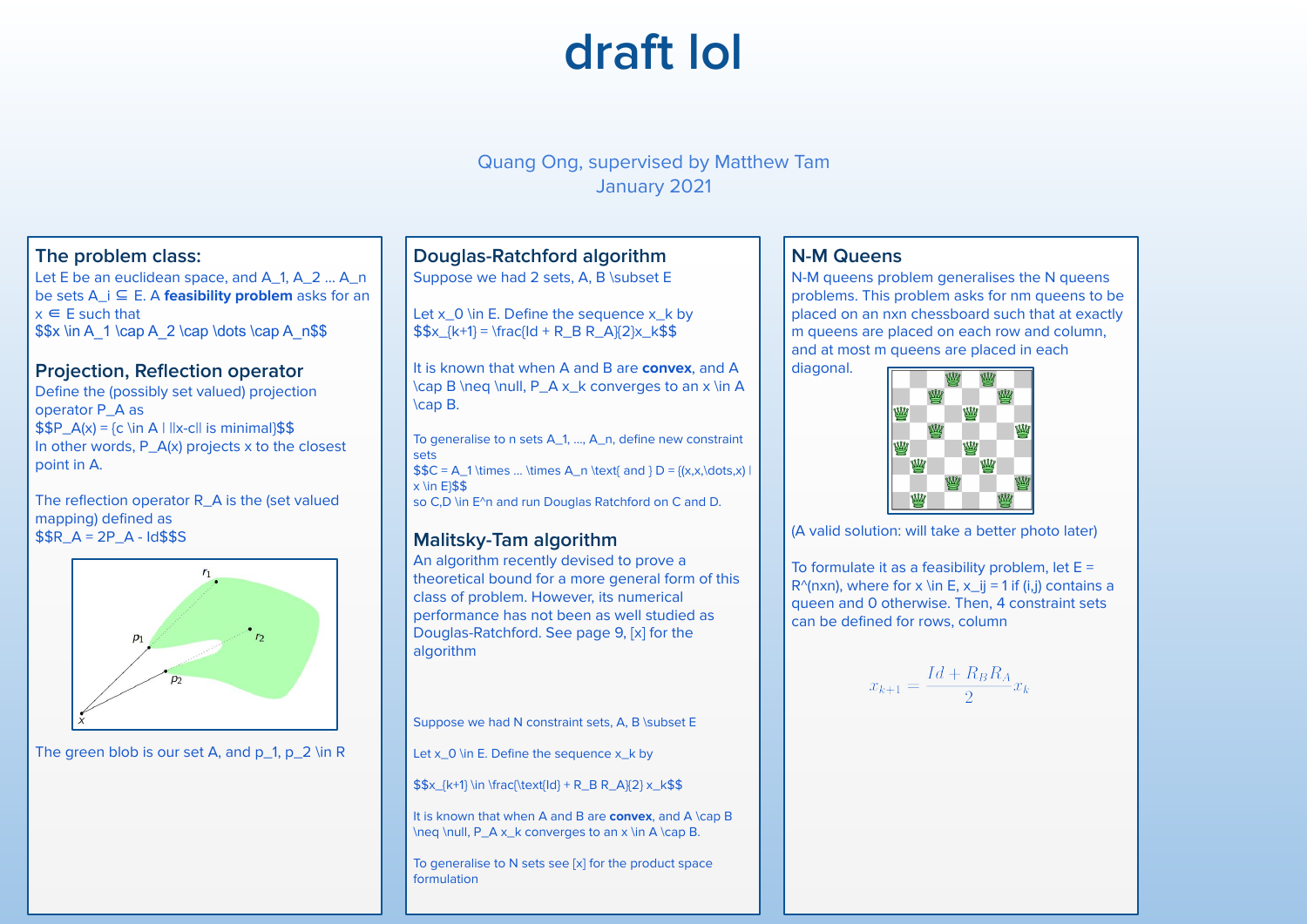# draft lol

Quang Ong, supervised by Matthew Tam
January 2021

## The problem class:

Let E be an euclidean space, and $A_1, A_2 \dots A_n$ be sets $A_i \subseteq E$. A **feasibility problem** asks for an $x \in E$ such that

$$x \in A_1 \cap A_2 \cap \dots \cap A_n$$

## Projection, Reflection operator

Define the (possibly set valued) projection operator $P_A$ as

$$P_A(x) = \{c \in A \mid \|x-c\| \text{ is minimal}\}$$

In other words, $P_A(x)$ projects x to the closest point in A.

The reflection operator $R_A$ is the (set valued mapping) defined as

$$R_A = 2P_A - Id$$

The green blob is our set A, and $p_1, p_2 \in R$

## Douglas-Ratchford algorithm

Suppose we had 2 sets, $A, B \subset E$

Let $x_0 \in E$. Define the sequence $x_k$ by

$$x_{k+1} = \frac{Id + R_B R_A}{2}x_k$$

It is known that when A and B are **convex**, and $A \cap B \neq \emptyset$, $P_A x_k$ converges to an $x \in A \cap B$.

To generalise to n sets $A_1, \dots, A_n$, define new constraint sets

$$C = A_1 \times \dots \times A_n \text{ and } D = \{(x,x,\dots,x) \mid x \in E\}$$

so $C, D \in E^n$ and run Douglas Ratchford on C and D.

## Malitsky-Tam algorithm

An algorithm recently devised to prove a theoretical bound for a more general form of this class of problem. However, its numerical performance has not been as well studied as Douglas-Ratchford. See page 9, [x] for the algorithm

Suppose we had N constraint sets, $A, B \subset E$

Let $x_0 \in E$. Define the sequence $x_k$ by

$$x_{k+1} \in \frac{\text{Id} + R_B R_A}{2} x_k$$

It is known that when A and B are **convex**, and $A \cap B \neq \emptyset$, $P_A x_k$ converges to an $x \in A \cap B$.

To generalise to N sets see [x] for the product space formulation

## N-M Queens

N-M queens problem generalises the N queens problems. This problem asks for nm queens to be placed on an nxn chessboard such that at exactly m queens are placed on each row and column, and at most m queens are placed in each diagonal.

(A valid solution: will take a better photo later)

To formulate it as a feasibility problem, let $E = R^{(n \times n)}$, where for $x \in E$, $x_{ij} = 1$ if (i,j) contains a queen and 0 otherwise. Then, 4 constraint sets can be defined for rows, column

$$x_{k+1} = \frac{Id + R_B R_A}{2} x_k$$